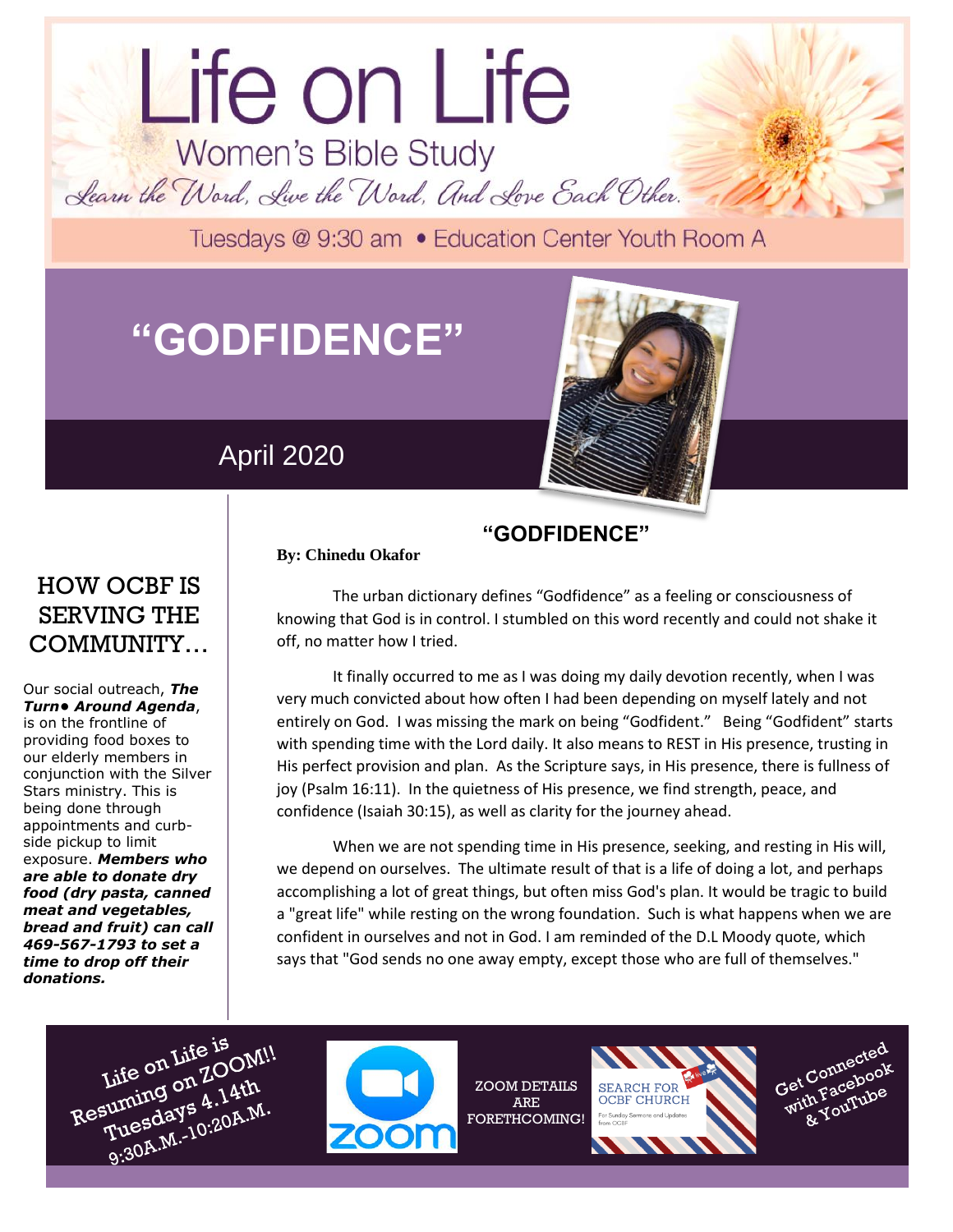# Life on Life

## Women's Bible Study

*Learn the Word, Live the Word, And Love Each Other.*

Tuesdays @ 9:30 am • Education Center Youth Room A

# "GODFIDENCE"

April 2020

## "GODFIDENCE"

**By: Chinedu Okafor**

The urban dictionary defines "Godfidence" as a feeling or consciousness of knowing that God is in control. I stumbled on this word recently and could not shake it off, no matter how I tried.

It finally occurred to me as I was doing my daily devotion recently, when I was very much convicted about how often I had been depending on myself lately and not entirely on God. I was missing the mark on being "Godfident." Being "Godfident" starts with spending time with the Lord daily. It also means to REST in His presence, trusting in His perfect provision and plan. As the Scripture says, in His presence, there is fullness of joy (Psalm 16:11). In the quietness of His presence, we find strength, peace, and confidence (Isaiah 30:15), as well as clarity for the journey ahead.

When we are not spending time in His presence, seeking, and resting in His will, we depend on ourselves. The ultimate result of that is a life of doing a lot, and perhaps accomplishing a lot of great things, but often miss God's plan. It would be tragic to build a "great life" while resting on the wrong foundation. Such is what happens when we are confident in ourselves and not in God. I am reminded of the D.L Moody quote, which says that "God sends no one away empty, except those who are full of themselves."

## HOW OCBF IS SERVING THE COMMUNITY…

Our social outreach, ***The Turn• Around Agenda***, is on the frontline of providing food boxes to our elderly members in conjunction with the Silver Stars ministry. This is being done through appointments and curb-side pickup to limit exposure. ***Members who are able to donate dry food (dry pasta, canned meat and vegetables, bread and fruit) can call 469-567-1793 to set a time to drop off their donations.***

Life on Life is Resuming on ZOOM!! Tuesdays 4.14th 9:30A.M.-10:20A.M.

ZOOM DETAILS ARE FORETHCOMING!

SEARCH FOR OCBF CHURCH

For Sunday Sermons and Updates from OCBF

Get Connected with Facebook & YouTube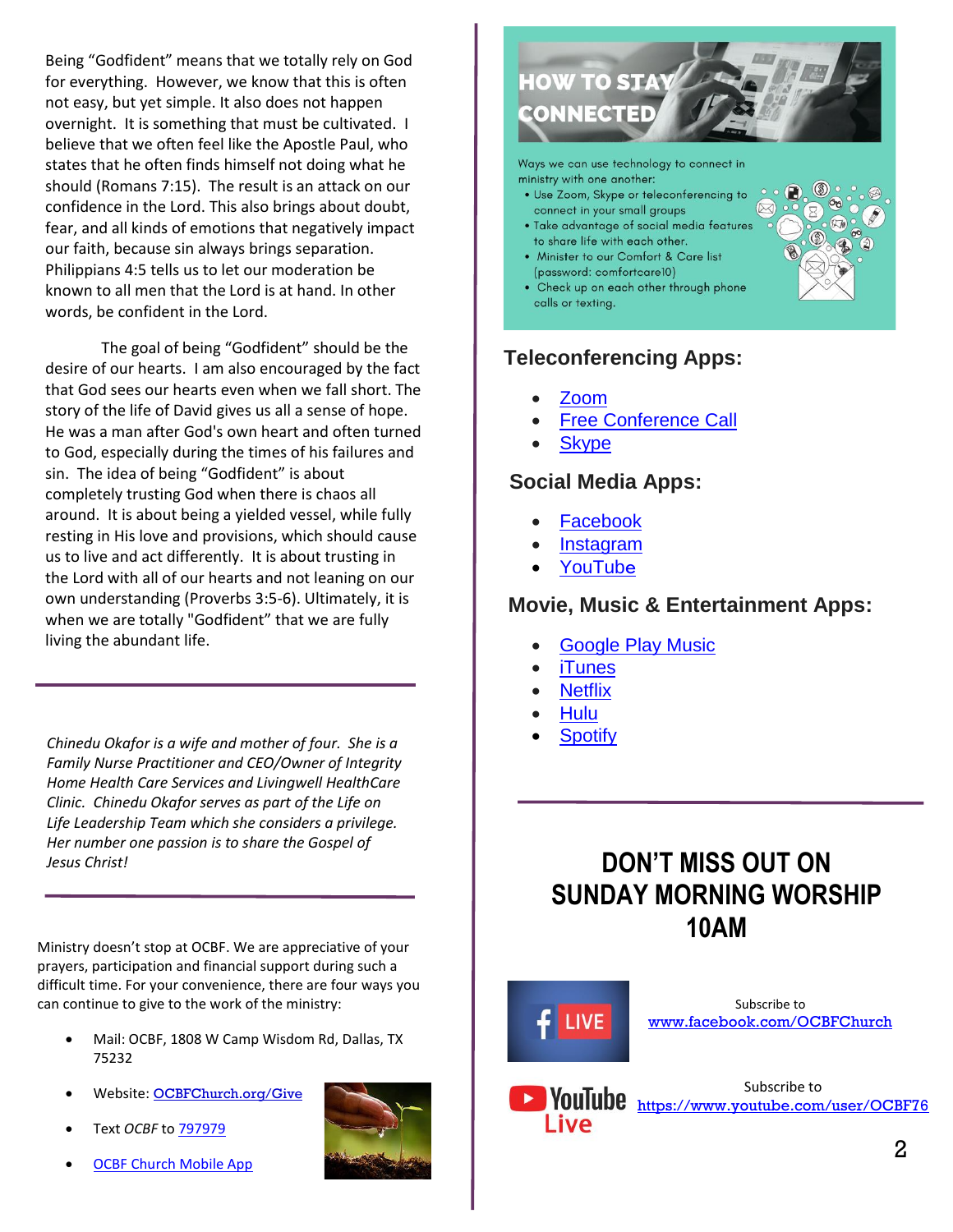Being "Godfident" means that we totally rely on God for everything. However, we know that this is often not easy, but yet simple. It also does not happen overnight. It is something that must be cultivated. I believe that we often feel like the Apostle Paul, who states that he often finds himself not doing what he should (Romans 7:15). The result is an attack on our confidence in the Lord. This also brings about doubt, fear, and all kinds of emotions that negatively impact our faith, because sin always brings separation. Philippians 4:5 tells us to let our moderation be known to all men that the Lord is at hand. In other words, be confident in the Lord.

The goal of being "Godfident" should be the desire of our hearts. I am also encouraged by the fact that God sees our hearts even when we fall short. The story of the life of David gives us all a sense of hope. He was a man after God's own heart and often turned to God, especially during the times of his failures and sin. The idea of being "Godfident" is about completely trusting God when there is chaos all around. It is about being a yielded vessel, while fully resting in His love and provisions, which should cause us to live and act differently. It is about trusting in the Lord with all of our hearts and not leaning on our own understanding (Proverbs 3:5-6). Ultimately, it is when we are totally "Godfident" that we are fully living the abundant life.

---

*Chinedu Okafor is a wife and mother of four. She is a Family Nurse Practitioner and CEO/Owner of Integrity Home Health Care Services and Livingwell HealthCare Clinic. Chinedu Okafor serves as part of the Life on Life Leadership Team which she considers a privilege. Her number one passion is to share the Gospel of Jesus Christ!*

---

Ministry doesn't stop at OCBF. We are appreciative of your prayers, participation and financial support during such a difficult time. For your convenience, there are four ways you can continue to give to the work of the ministry:

- Mail: OCBF, 1808 W Camp Wisdom Rd, Dallas, TX 75232
- Website: OCBFChurch.org/Give
- Text *OCBF* to 797979
- OCBF Church Mobile App

## HOW TO STAY CONNECTED

Ways we can use technology to connect in ministry with one another:

- Use Zoom, Skype or teleconferencing to connect in your small groups
- Take advantage of social media features to share life with each other.
- Minister to our Comfort & Care list (password: comfortcare10)
- Check up on each other through phone calls or texting.

### Teleconferencing Apps:

- Zoom
- Free Conference Call
- Skype

### Social Media Apps:

- Facebook
- Instagram
- YouTube

### Movie, Music & Entertainment Apps:

- Google Play Music
- iTunes
- Netflix
- Hulu
- Spotify

---

## DON'T MISS OUT ON SUNDAY MORNING WORSHIP 10AM

f LIVE

Subscribe to www.facebook.com/OCBFChurch

YouTube Live

Subscribe to https://www.youtube.com/user/OCBF76